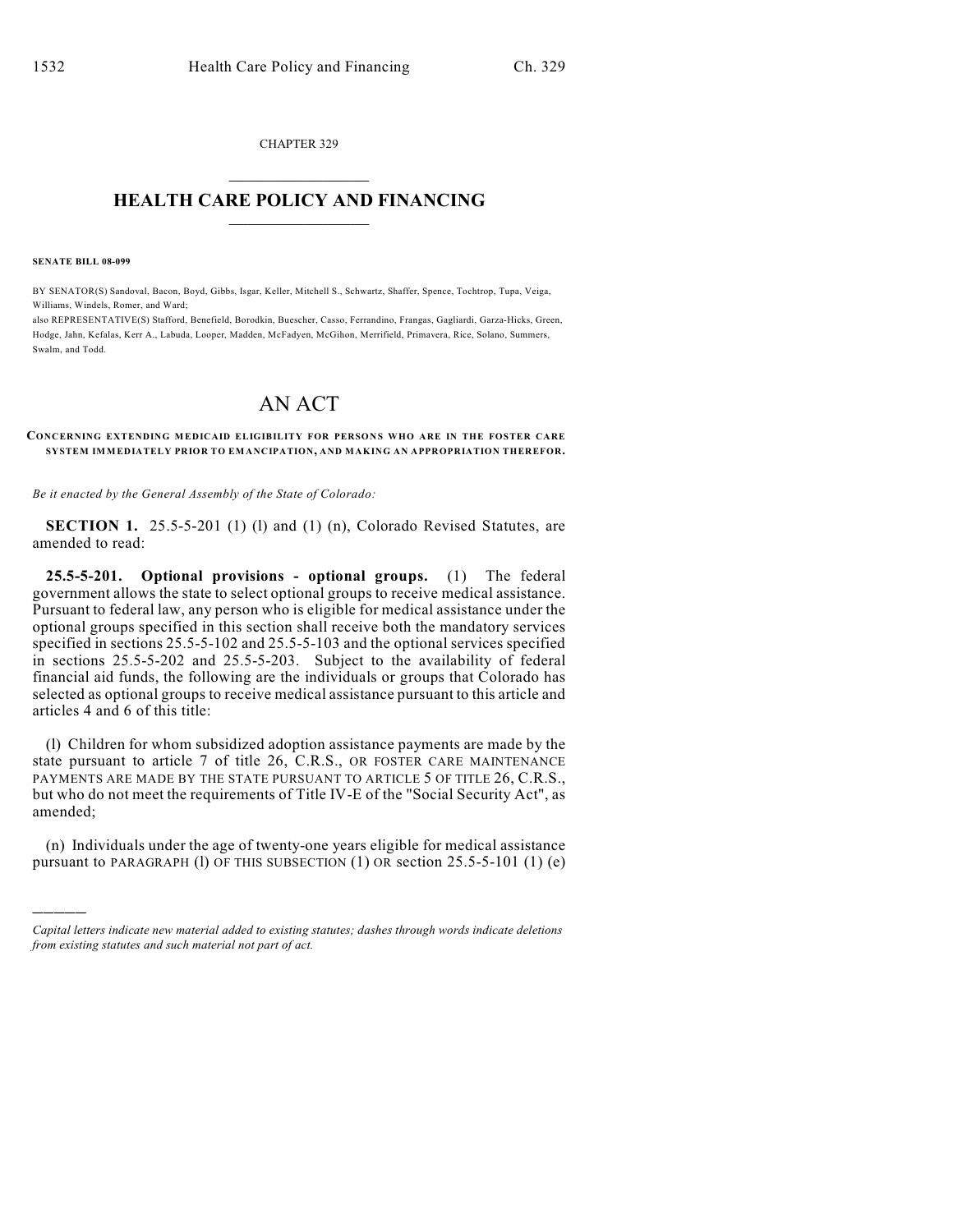CHAPTER 329

# HEALTH CARE POLICY AND FINANCING

**SENATE BILL 08-099**

BY SENATOR(S) Sandoval, Bacon, Boyd, Gibbs, Isgar, Keller, Mitchell S., Schwartz, Shaffer, Spence, Tochtrop, Tupa, Veiga, Williams, Windels, Romer, and Ward;

also REPRESENTATIVE(S) Stafford, Benefield, Borodkin, Buescher, Casso, Ferrandino, Frangas, Gagliardi, Garza-Hicks, Green, Hodge, Jahn, Kefalas, Kerr A., Labuda, Looper, Madden, McFadyen, McGihon, Merrifield, Primavera, Rice, Solano, Summers, Swalm, and Todd.

# AN ACT

**CONCERNING EXTENDING MEDICAID ELIGIBILITY FOR PERSONS WHO ARE IN THE FOSTER CARE SYSTEM IMMEDIATELY PRIOR TO EMANCIPATION, AND MAKING AN APPROPRIATION THEREFOR.**

*Be it enacted by the General Assembly of the State of Colorado:*

**SECTION 1.** 25.5-5-201 (1) (l) and (1) (n), Colorado Revised Statutes, are amended to read:

**25.5-5-201. Optional provisions - optional groups.** (1) The federal government allows the state to select optional groups to receive medical assistance. Pursuant to federal law, any person who is eligible for medical assistance under the optional groups specified in this section shall receive both the mandatory services specified in sections 25.5-5-102 and 25.5-5-103 and the optional services specified in sections 25.5-5-202 and 25.5-5-203. Subject to the availability of federal financial aid funds, the following are the individuals or groups that Colorado has selected as optional groups to receive medical assistance pursuant to this article and articles 4 and 6 of this title:

(l) Children for whom subsidized adoption assistance payments are made by the state pursuant to article 7 of title 26, C.R.S., OR FOSTER CARE MAINTENANCE PAYMENTS ARE MADE BY THE STATE PURSUANT TO ARTICLE 5 OF TITLE 26, C.R.S., but who do not meet the requirements of Title IV-E of the "Social Security Act", as amended;

(n) Individuals under the age of twenty-one years eligible for medical assistance pursuant to PARAGRAPH (l) OF THIS SUBSECTION (1) OR section 25.5-5-101 (1) (e)

---

*Capital letters indicate new material added to existing statutes; dashes through words indicate deletions from existing statutes and such material not part of act.*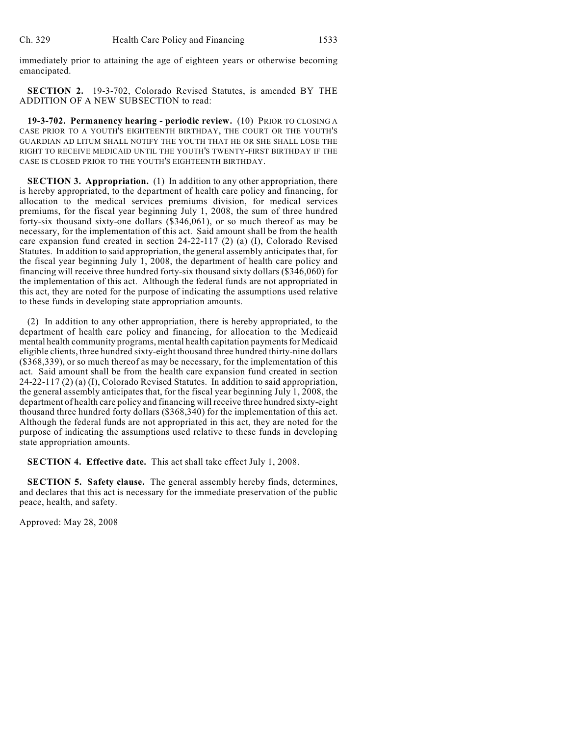immediately prior to attaining the age of eighteen years or otherwise becoming emancipated.

**SECTION 2.** 19-3-702, Colorado Revised Statutes, is amended BY THE ADDITION OF A NEW SUBSECTION to read:

**19-3-702. Permanency hearing - periodic review.** (10) PRIOR TO CLOSING A CASE PRIOR TO A YOUTH'S EIGHTEENTH BIRTHDAY, THE COURT OR THE YOUTH'S GUARDIAN AD LITUM SHALL NOTIFY THE YOUTH THAT HE OR SHE SHALL LOSE THE RIGHT TO RECEIVE MEDICAID UNTIL THE YOUTH'S TWENTY-FIRST BIRTHDAY IF THE CASE IS CLOSED PRIOR TO THE YOUTH'S EIGHTEENTH BIRTHDAY.

**SECTION 3. Appropriation.** (1) In addition to any other appropriation, there is hereby appropriated, to the department of health care policy and financing, for allocation to the medical services premiums division, for medical services premiums, for the fiscal year beginning July 1, 2008, the sum of three hundred forty-six thousand sixty-one dollars ($346,061), or so much thereof as may be necessary, for the implementation of this act. Said amount shall be from the health care expansion fund created in section 24-22-117 (2) (a) (I), Colorado Revised Statutes. In addition to said appropriation, the general assembly anticipates that, for the fiscal year beginning July 1, 2008, the department of health care policy and financing will receive three hundred forty-six thousand sixty dollars ($346,060) for the implementation of this act. Although the federal funds are not appropriated in this act, they are noted for the purpose of indicating the assumptions used relative to these funds in developing state appropriation amounts.

(2) In addition to any other appropriation, there is hereby appropriated, to the department of health care policy and financing, for allocation to the Medicaid mental health community programs, mental health capitation payments for Medicaid eligible clients, three hundred sixty-eight thousand three hundred thirty-nine dollars ($368,339), or so much thereof as may be necessary, for the implementation of this act. Said amount shall be from the health care expansion fund created in section 24-22-117 (2) (a) (I), Colorado Revised Statutes. In addition to said appropriation, the general assembly anticipates that, for the fiscal year beginning July 1, 2008, the department of health care policy and financing will receive three hundred sixty-eight thousand three hundred forty dollars ($368,340) for the implementation of this act. Although the federal funds are not appropriated in this act, they are noted for the purpose of indicating the assumptions used relative to these funds in developing state appropriation amounts.

**SECTION 4. Effective date.** This act shall take effect July 1, 2008.

**SECTION 5. Safety clause.** The general assembly hereby finds, determines, and declares that this act is necessary for the immediate preservation of the public peace, health, and safety.

Approved: May 28, 2008